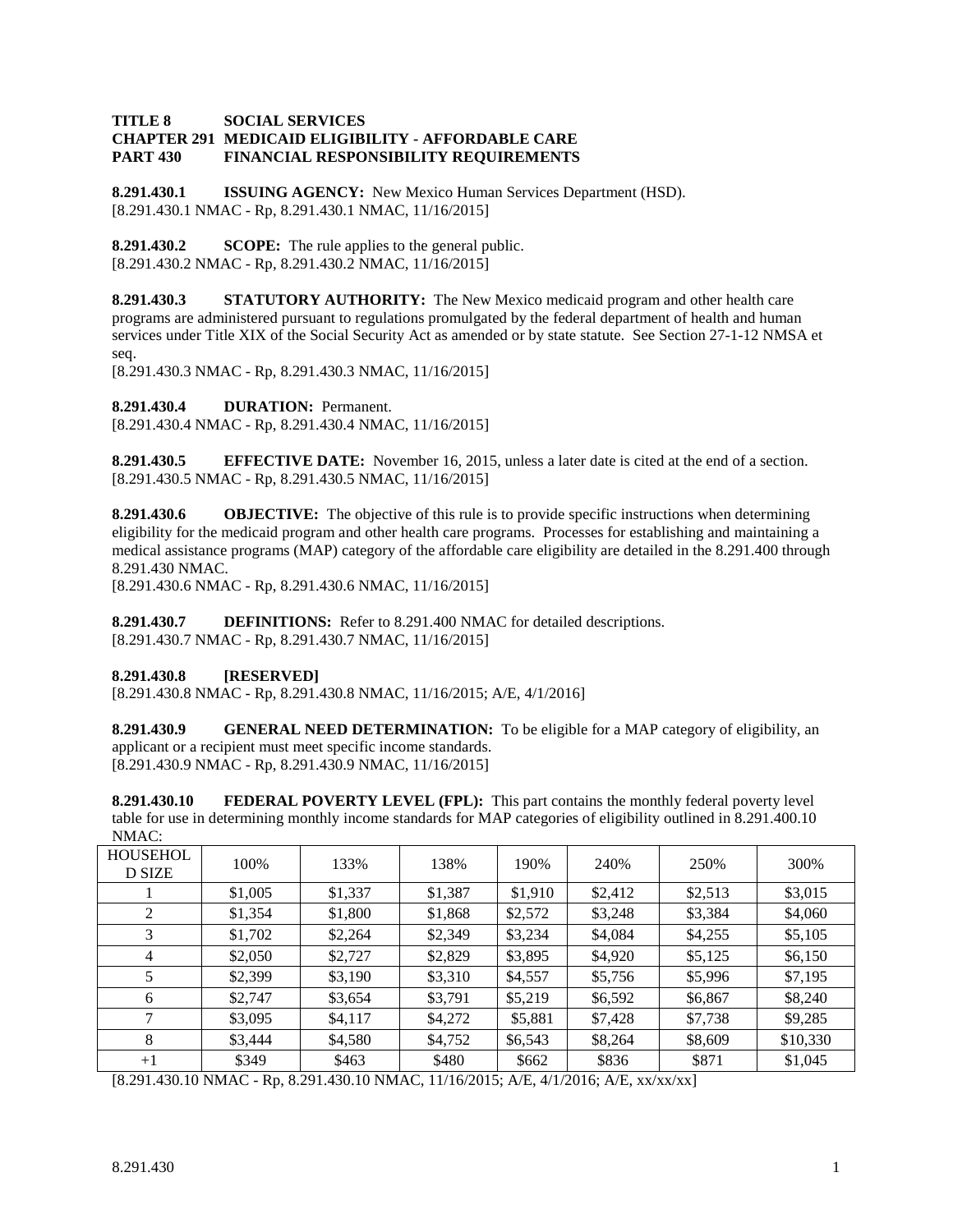**TITLE 8 SOCIAL SERVICES**
**CHAPTER 291 MEDICAID ELIGIBILITY - AFFORDABLE CARE**
**PART 430 FINANCIAL RESPONSIBILITY REQUIREMENTS**

**8.291.430.1 ISSUING AGENCY:** New Mexico Human Services Department (HSD).
[8.291.430.1 NMAC - Rp, 8.291.430.1 NMAC, 11/16/2015]

**8.291.430.2 SCOPE:** The rule applies to the general public.
[8.291.430.2 NMAC - Rp, 8.291.430.2 NMAC, 11/16/2015]

**8.291.430.3 STATUTORY AUTHORITY:** The New Mexico medicaid program and other health care programs are administered pursuant to regulations promulgated by the federal department of health and human services under Title XIX of the Social Security Act as amended or by state statute. See Section 27-1-12 NMSA et seq.
[8.291.430.3 NMAC - Rp, 8.291.430.3 NMAC, 11/16/2015]

**8.291.430.4 DURATION:** Permanent.
[8.291.430.4 NMAC - Rp, 8.291.430.4 NMAC, 11/16/2015]

**8.291.430.5 EFFECTIVE DATE:** November 16, 2015, unless a later date is cited at the end of a section.
[8.291.430.5 NMAC - Rp, 8.291.430.5 NMAC, 11/16/2015]

**8.291.430.6 OBJECTIVE:** The objective of this rule is to provide specific instructions when determining eligibility for the medicaid program and other health care programs. Processes for establishing and maintaining a medical assistance programs (MAP) category of the affordable care eligibility are detailed in the 8.291.400 through 8.291.430 NMAC.
[8.291.430.6 NMAC - Rp, 8.291.430.6 NMAC, 11/16/2015]

**8.291.430.7 DEFINITIONS:** Refer to 8.291.400 NMAC for detailed descriptions.
[8.291.430.7 NMAC - Rp, 8.291.430.7 NMAC, 11/16/2015]

**8.291.430.8 [RESERVED]**
[8.291.430.8 NMAC - Rp, 8.291.430.8 NMAC, 11/16/2015; A/E, 4/1/2016]

**8.291.430.9 GENERAL NEED DETERMINATION:** To be eligible for a MAP category of eligibility, an applicant or a recipient must meet specific income standards.
[8.291.430.9 NMAC - Rp, 8.291.430.9 NMAC, 11/16/2015]

**8.291.430.10 FEDERAL POVERTY LEVEL (FPL):** This part contains the monthly federal poverty level table for use in determining monthly income standards for MAP categories of eligibility outlined in 8.291.400.10 NMAC:

| HOUSEHOLD SIZE | 100% | 133% | 138% | 190% | 240% | 250% | 300% |
|---|---|---|---|---|---|---|---|
| 1 | $1,005 | $1,337 | $1,387 | $1,910 | $2,412 | $2,513 | $3,015 |
| 2 | $1,354 | $1,800 | $1,868 | $2,572 | $3,248 | $3,384 | $4,060 |
| 3 | $1,702 | $2,264 | $2,349 | $3,234 | $4,084 | $4,255 | $5,105 |
| 4 | $2,050 | $2,727 | $2,829 | $3,895 | $4,920 | $5,125 | $6,150 |
| 5 | $2,399 | $3,190 | $3,310 | $4,557 | $5,756 | $5,996 | $7,195 |
| 6 | $2,747 | $3,654 | $3,791 | $5,219 | $6,592 | $6,867 | $8,240 |
| 7 | $3,095 | $4,117 | $4,272 | $5,881 | $7,428 | $7,738 | $9,285 |
| 8 | $3,444 | $4,580 | $4,752 | $6,543 | $8,264 | $8,609 | $10,330 |
| +1 | $349 | $463 | $480 | $662 | $836 | $871 | $1,045 |

[8.291.430.10 NMAC - Rp, 8.291.430.10 NMAC, 11/16/2015; A/E, 4/1/2016; A/E, xx/xx/xx]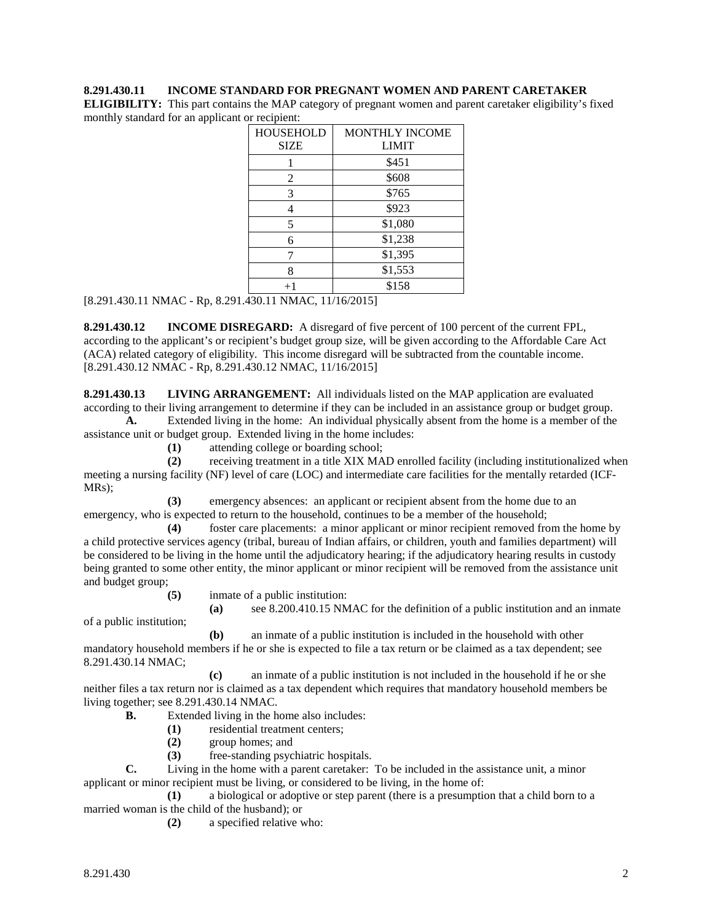**8.291.430.11 INCOME STANDARD FOR PREGNANT WOMEN AND PARENT CARETAKER ELIGIBILITY:** This part contains the MAP category of pregnant women and parent caretaker eligibility's fixed monthly standard for an applicant or recipient:

| HOUSEHOLD SIZE | MONTHLY INCOME LIMIT |
|---|---|
| 1 | $451 |
| 2 | $608 |
| 3 | $765 |
| 4 | $923 |
| 5 | $1,080 |
| 6 | $1,238 |
| 7 | $1,395 |
| 8 | $1,553 |
| +1 | $158 |

[8.291.430.11 NMAC - Rp, 8.291.430.11 NMAC, 11/16/2015]

**8.291.430.12 INCOME DISREGARD:** A disregard of five percent of 100 percent of the current FPL, according to the applicant's or recipient's budget group size, will be given according to the Affordable Care Act (ACA) related category of eligibility. This income disregard will be subtracted from the countable income.
[8.291.430.12 NMAC - Rp, 8.291.430.12 NMAC, 11/16/2015]

**8.291.430.13 LIVING ARRANGEMENT:** All individuals listed on the MAP application are evaluated according to their living arrangement to determine if they can be included in an assistance group or budget group.

**A.** Extended living in the home: An individual physically absent from the home is a member of the assistance unit or budget group. Extended living in the home includes:

**(1)** attending college or boarding school;

**(2)** receiving treatment in a title XIX MAD enrolled facility (including institutionalized when meeting a nursing facility (NF) level of care (LOC) and intermediate care facilities for the mentally retarded (ICF-MRs);

**(3)** emergency absences: an applicant or recipient absent from the home due to an emergency, who is expected to return to the household, continues to be a member of the household;

**(4)** foster care placements: a minor applicant or minor recipient removed from the home by a child protective services agency (tribal, bureau of Indian affairs, or children, youth and families department) will be considered to be living in the home until the adjudicatory hearing; if the adjudicatory hearing results in custody being granted to some other entity, the minor applicant or minor recipient will be removed from the assistance unit and budget group;

**(5)** inmate of a public institution:

**(a)** see 8.200.410.15 NMAC for the definition of a public institution and an inmate of a public institution;

**(b)** an inmate of a public institution is included in the household with other mandatory household members if he or she is expected to file a tax return or be claimed as a tax dependent; see 8.291.430.14 NMAC;

**(c)** an inmate of a public institution is not included in the household if he or she neither files a tax return nor is claimed as a tax dependent which requires that mandatory household members be living together; see 8.291.430.14 NMAC.

**B.** Extended living in the home also includes:

**(1)** residential treatment centers;

**(2)** group homes; and

**(3)** free-standing psychiatric hospitals.

**C.** Living in the home with a parent caretaker: To be included in the assistance unit, a minor applicant or minor recipient must be living, or considered to be living, in the home of:

**(1)** a biological or adoptive or step parent (there is a presumption that a child born to a married woman is the child of the husband); or

**(2)** a specified relative who: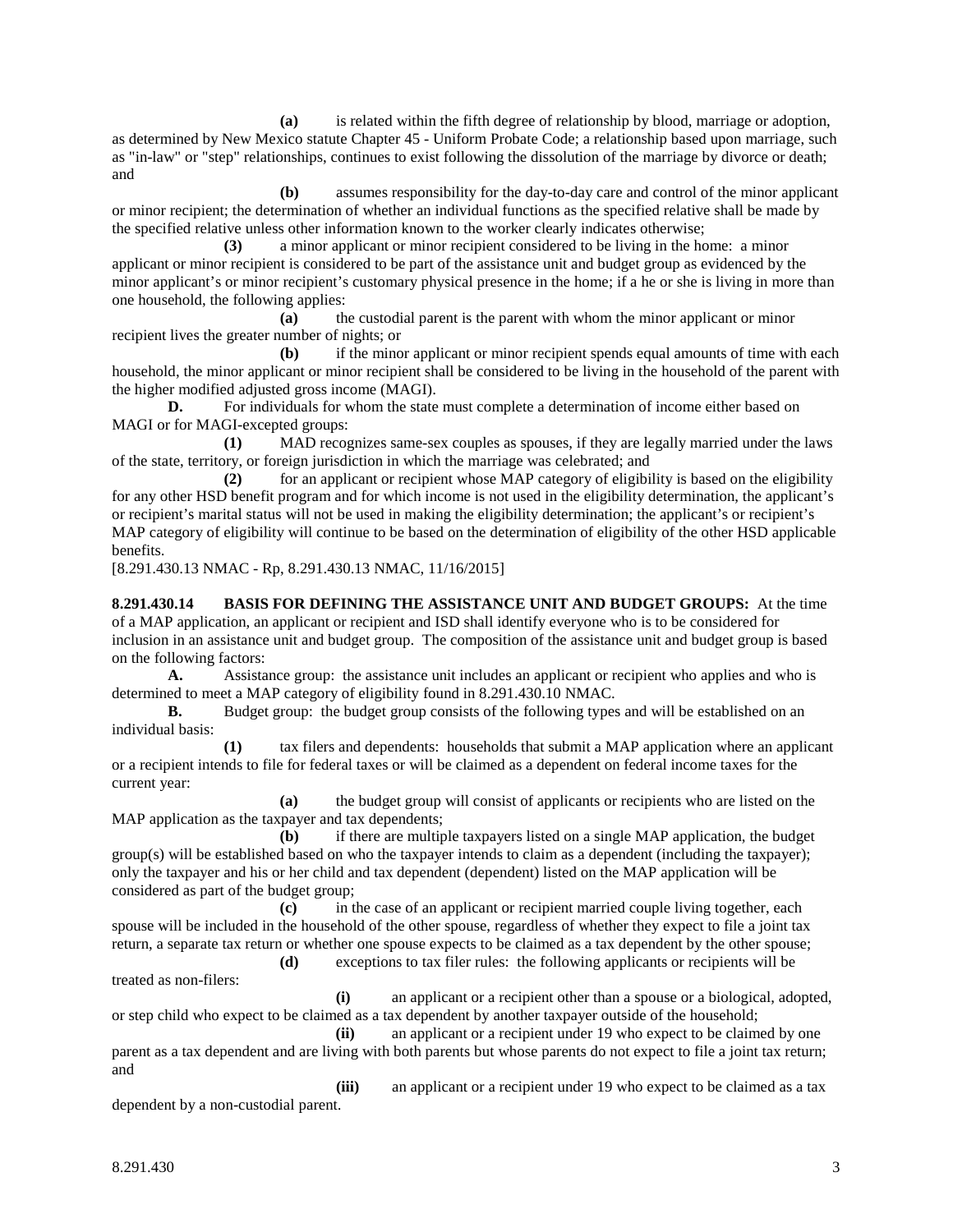**(a)** is related within the fifth degree of relationship by blood, marriage or adoption, as determined by New Mexico statute Chapter 45 - Uniform Probate Code; a relationship based upon marriage, such as "in-law" or "step" relationships, continues to exist following the dissolution of the marriage by divorce or death; and

**(b)** assumes responsibility for the day-to-day care and control of the minor applicant or minor recipient; the determination of whether an individual functions as the specified relative shall be made by the specified relative unless other information known to the worker clearly indicates otherwise;

**(3)** a minor applicant or minor recipient considered to be living in the home: a minor applicant or minor recipient is considered to be part of the assistance unit and budget group as evidenced by the minor applicant's or minor recipient's customary physical presence in the home; if a he or she is living in more than one household, the following applies:

**(a)** the custodial parent is the parent with whom the minor applicant or minor recipient lives the greater number of nights; or

**(b)** if the minor applicant or minor recipient spends equal amounts of time with each household, the minor applicant or minor recipient shall be considered to be living in the household of the parent with the higher modified adjusted gross income (MAGI).

**D.** For individuals for whom the state must complete a determination of income either based on MAGI or for MAGI-excepted groups:

**(1)** MAD recognizes same-sex couples as spouses, if they are legally married under the laws of the state, territory, or foreign jurisdiction in which the marriage was celebrated; and

**(2)** for an applicant or recipient whose MAP category of eligibility is based on the eligibility for any other HSD benefit program and for which income is not used in the eligibility determination, the applicant's or recipient's marital status will not be used in making the eligibility determination; the applicant's or recipient's MAP category of eligibility will continue to be based on the determination of eligibility of the other HSD applicable benefits.

[8.291.430.13 NMAC - Rp, 8.291.430.13 NMAC, 11/16/2015]

**8.291.430.14 BASIS FOR DEFINING THE ASSISTANCE UNIT AND BUDGET GROUPS:** At the time of a MAP application, an applicant or recipient and ISD shall identify everyone who is to be considered for inclusion in an assistance unit and budget group. The composition of the assistance unit and budget group is based on the following factors:

**A.** Assistance group: the assistance unit includes an applicant or recipient who applies and who is determined to meet a MAP category of eligibility found in 8.291.430.10 NMAC.

**B.** Budget group: the budget group consists of the following types and will be established on an individual basis:

**(1)** tax filers and dependents: households that submit a MAP application where an applicant or a recipient intends to file for federal taxes or will be claimed as a dependent on federal income taxes for the current year:

**(a)** the budget group will consist of applicants or recipients who are listed on the MAP application as the taxpayer and tax dependents;

**(b)** if there are multiple taxpayers listed on a single MAP application, the budget group(s) will be established based on who the taxpayer intends to claim as a dependent (including the taxpayer); only the taxpayer and his or her child and tax dependent (dependent) listed on the MAP application will be considered as part of the budget group;

**(c)** in the case of an applicant or recipient married couple living together, each spouse will be included in the household of the other spouse, regardless of whether they expect to file a joint tax return, a separate tax return or whether one spouse expects to be claimed as a tax dependent by the other spouse;

**(d)** exceptions to tax filer rules: the following applicants or recipients will be treated as non-filers:

**(i)** an applicant or a recipient other than a spouse or a biological, adopted, or step child who expect to be claimed as a tax dependent by another taxpayer outside of the household;

**(ii)** an applicant or a recipient under 19 who expect to be claimed by one parent as a tax dependent and are living with both parents but whose parents do not expect to file a joint tax return; and

**(iii)** an applicant or a recipient under 19 who expect to be claimed as a tax dependent by a non-custodial parent.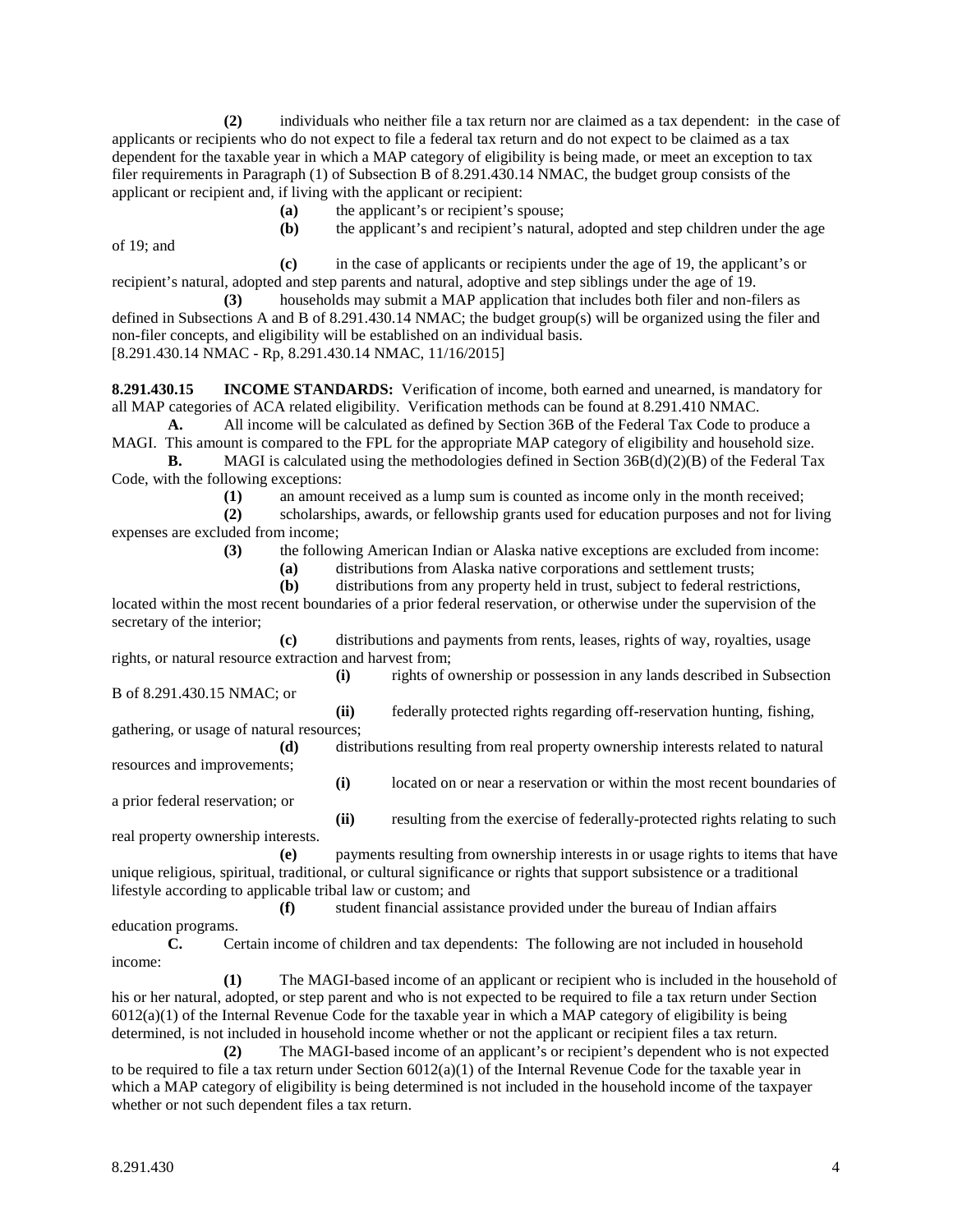**(2)** individuals who neither file a tax return nor are claimed as a tax dependent: in the case of applicants or recipients who do not expect to file a federal tax return and do not expect to be claimed as a tax dependent for the taxable year in which a MAP category of eligibility is being made, or meet an exception to tax filer requirements in Paragraph (1) of Subsection B of 8.291.430.14 NMAC, the budget group consists of the applicant or recipient and, if living with the applicant or recipient:

**(a)** the applicant's or recipient's spouse;

**(b)** the applicant's and recipient's natural, adopted and step children under the age of 19; and

**(c)** in the case of applicants or recipients under the age of 19, the applicant's or recipient's natural, adopted and step parents and natural, adoptive and step siblings under the age of 19.

**(3)** households may submit a MAP application that includes both filer and non-filers as defined in Subsections A and B of 8.291.430.14 NMAC; the budget group(s) will be organized using the filer and non-filer concepts, and eligibility will be established on an individual basis.

[8.291.430.14 NMAC - Rp, 8.291.430.14 NMAC, 11/16/2015]

**8.291.430.15 INCOME STANDARDS:** Verification of income, both earned and unearned, is mandatory for all MAP categories of ACA related eligibility. Verification methods can be found at 8.291.410 NMAC.

**A.** All income will be calculated as defined by Section 36B of the Federal Tax Code to produce a MAGI. This amount is compared to the FPL for the appropriate MAP category of eligibility and household size.

**B.** MAGI is calculated using the methodologies defined in Section 36B(d)(2)(B) of the Federal Tax Code, with the following exceptions:

**(1)** an amount received as a lump sum is counted as income only in the month received;

**(2)** scholarships, awards, or fellowship grants used for education purposes and not for living expenses are excluded from income;

**(3)** the following American Indian or Alaska native exceptions are excluded from income:

**(a)** distributions from Alaska native corporations and settlement trusts;

**(b)** distributions from any property held in trust, subject to federal restrictions, located within the most recent boundaries of a prior federal reservation, or otherwise under the supervision of the secretary of the interior;

**(c)** distributions and payments from rents, leases, rights of way, royalties, usage rights, or natural resource extraction and harvest from;

**(i)** rights of ownership or possession in any lands described in Subsection B of 8.291.430.15 NMAC; or

**(ii)** federally protected rights regarding off-reservation hunting, fishing, gathering, or usage of natural resources;

**(d)** distributions resulting from real property ownership interests related to natural resources and improvements;

**(i)** located on or near a reservation or within the most recent boundaries of a prior federal reservation; or

**(ii)** resulting from the exercise of federally-protected rights relating to such real property ownership interests.

**(e)** payments resulting from ownership interests in or usage rights to items that have unique religious, spiritual, traditional, or cultural significance or rights that support subsistence or a traditional lifestyle according to applicable tribal law or custom; and

**(f)** student financial assistance provided under the bureau of Indian affairs education programs.

**C.** Certain income of children and tax dependents: The following are not included in household income:

**(1)** The MAGI-based income of an applicant or recipient who is included in the household of his or her natural, adopted, or step parent and who is not expected to be required to file a tax return under Section 6012(a)(1) of the Internal Revenue Code for the taxable year in which a MAP category of eligibility is being determined, is not included in household income whether or not the applicant or recipient files a tax return.

**(2)** The MAGI-based income of an applicant's or recipient's dependent who is not expected to be required to file a tax return under Section 6012(a)(1) of the Internal Revenue Code for the taxable year in which a MAP category of eligibility is being determined is not included in the household income of the taxpayer whether or not such dependent files a tax return.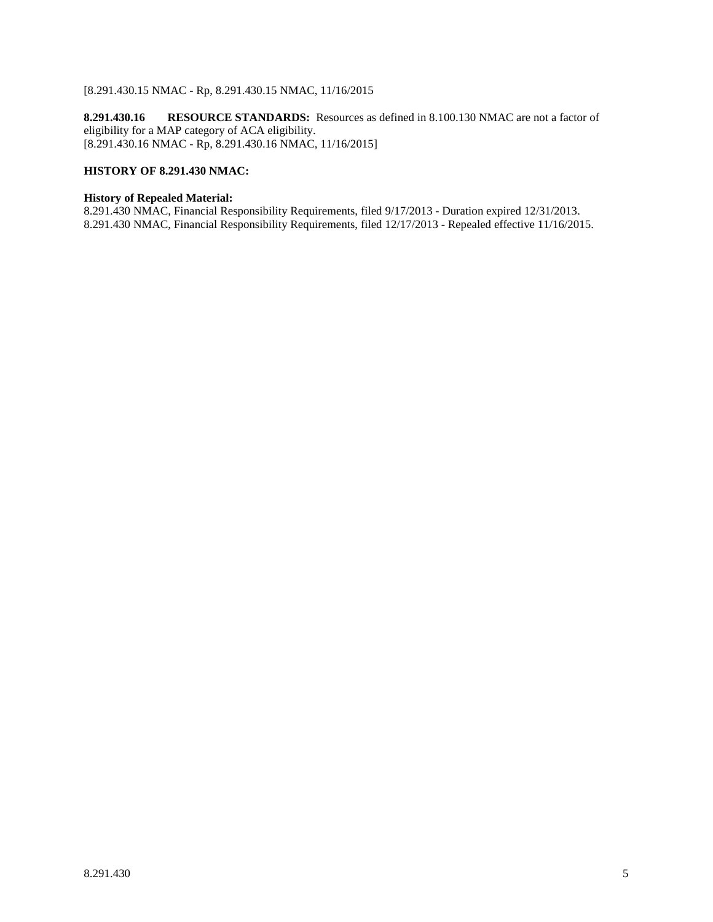[8.291.430.15 NMAC - Rp, 8.291.430.15 NMAC, 11/16/2015

**8.291.430.16 RESOURCE STANDARDS:** Resources as defined in 8.100.130 NMAC are not a factor of eligibility for a MAP category of ACA eligibility.
[8.291.430.16 NMAC - Rp, 8.291.430.16 NMAC, 11/16/2015]

**HISTORY OF 8.291.430 NMAC:**

**History of Repealed Material:**
8.291.430 NMAC, Financial Responsibility Requirements, filed 9/17/2013 - Duration expired 12/31/2013.
8.291.430 NMAC, Financial Responsibility Requirements, filed 12/17/2013 - Repealed effective 11/16/2015.